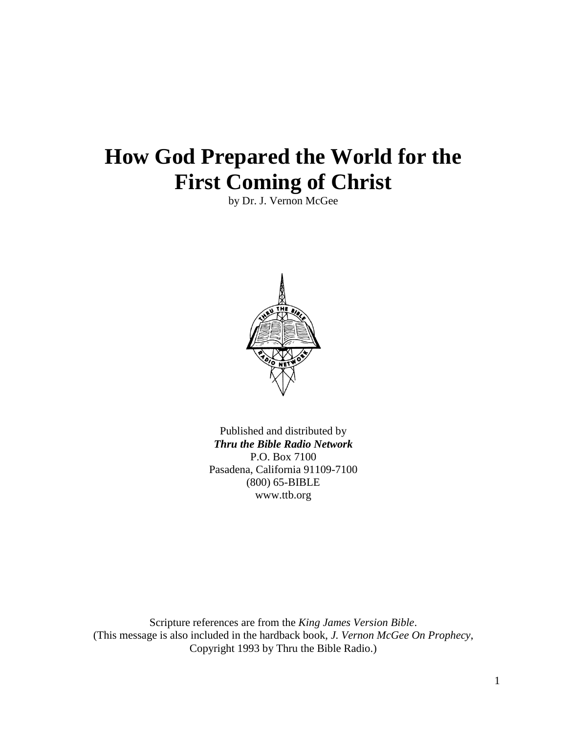# How God Prepared the World for the First Coming of Christ

by Dr. J. Vernon McGee

Published and distributed by
***Thru the Bible Radio Network***
P.O. Box 7100
Pasadena, California 91109-7100
(800) 65-BIBLE
www.ttb.org

Scripture references are from the *King James Version Bible*.
(This message is also included in the hardback book, *J. Vernon McGee On Prophecy*, Copyright 1993 by Thru the Bible Radio.)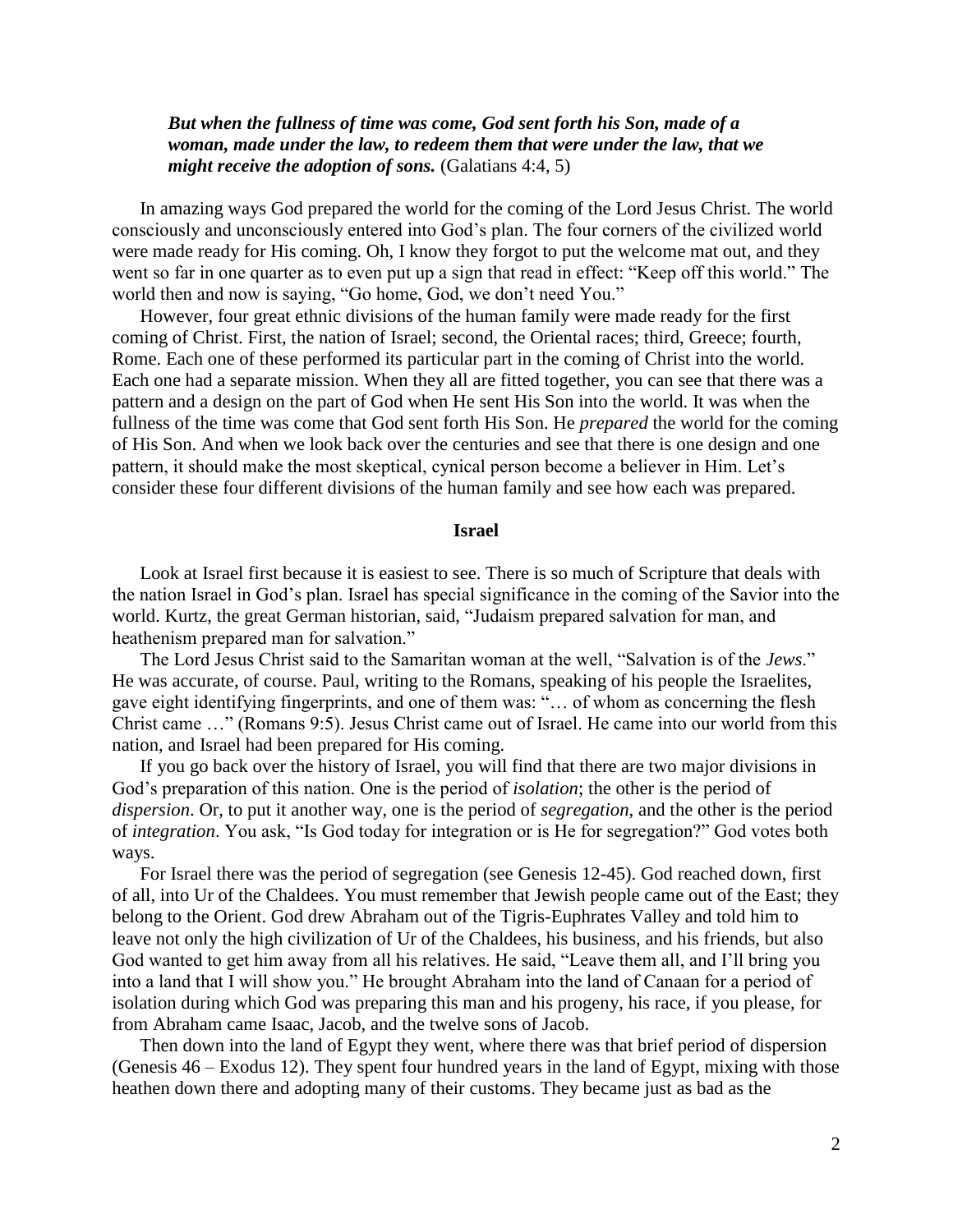***But when the fullness of time was come, God sent forth his Son, made of a woman, made under the law, to redeem them that were under the law, that we might receive the adoption of sons.*** (Galatians 4:4, 5)

In amazing ways God prepared the world for the coming of the Lord Jesus Christ. The world consciously and unconsciously entered into God's plan. The four corners of the civilized world were made ready for His coming. Oh, I know they forgot to put the welcome mat out, and they went so far in one quarter as to even put up a sign that read in effect: "Keep off this world." The world then and now is saying, "Go home, God, we don't need You."

However, four great ethnic divisions of the human family were made ready for the first coming of Christ. First, the nation of Israel; second, the Oriental races; third, Greece; fourth, Rome. Each one of these performed its particular part in the coming of Christ into the world. Each one had a separate mission. When they all are fitted together, you can see that there was a pattern and a design on the part of God when He sent His Son into the world. It was when the fullness of the time was come that God sent forth His Son. He *prepared* the world for the coming of His Son. And when we look back over the centuries and see that there is one design and one pattern, it should make the most skeptical, cynical person become a believer in Him. Let's consider these four different divisions of the human family and see how each was prepared.

## Israel

Look at Israel first because it is easiest to see. There is so much of Scripture that deals with the nation Israel in God's plan. Israel has special significance in the coming of the Savior into the world. Kurtz, the great German historian, said, "Judaism prepared salvation for man, and heathenism prepared man for salvation."

The Lord Jesus Christ said to the Samaritan woman at the well, "Salvation is of the *Jews*." He was accurate, of course. Paul, writing to the Romans, speaking of his people the Israelites, gave eight identifying fingerprints, and one of them was: "… of whom as concerning the flesh Christ came …" (Romans 9:5). Jesus Christ came out of Israel. He came into our world from this nation, and Israel had been prepared for His coming.

If you go back over the history of Israel, you will find that there are two major divisions in God's preparation of this nation. One is the period of *isolation*; the other is the period of *dispersion*. Or, to put it another way, one is the period of *segregation*, and the other is the period of *integration*. You ask, "Is God today for integration or is He for segregation?" God votes both ways.

For Israel there was the period of segregation (see Genesis 12-45). God reached down, first of all, into Ur of the Chaldees. You must remember that Jewish people came out of the East; they belong to the Orient. God drew Abraham out of the Tigris-Euphrates Valley and told him to leave not only the high civilization of Ur of the Chaldees, his business, and his friends, but also God wanted to get him away from all his relatives. He said, "Leave them all, and I'll bring you into a land that I will show you." He brought Abraham into the land of Canaan for a period of isolation during which God was preparing this man and his progeny, his race, if you please, for from Abraham came Isaac, Jacob, and the twelve sons of Jacob.

Then down into the land of Egypt they went, where there was that brief period of dispersion (Genesis 46 – Exodus 12). They spent four hundred years in the land of Egypt, mixing with those heathen down there and adopting many of their customs. They became just as bad as the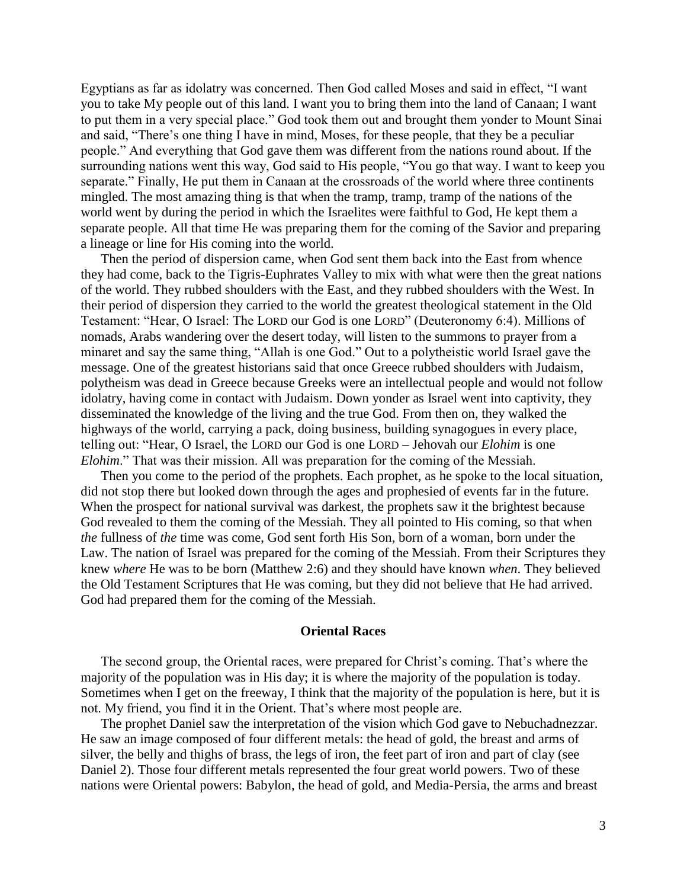Egyptians as far as idolatry was concerned. Then God called Moses and said in effect, "I want you to take My people out of this land. I want you to bring them into the land of Canaan; I want to put them in a very special place." God took them out and brought them yonder to Mount Sinai and said, "There's one thing I have in mind, Moses, for these people, that they be a peculiar people." And everything that God gave them was different from the nations round about. If the surrounding nations went this way, God said to His people, "You go that way. I want to keep you separate." Finally, He put them in Canaan at the crossroads of the world where three continents mingled. The most amazing thing is that when the tramp, tramp, tramp of the nations of the world went by during the period in which the Israelites were faithful to God, He kept them a separate people. All that time He was preparing them for the coming of the Savior and preparing a lineage or line for His coming into the world.

Then the period of dispersion came, when God sent them back into the East from whence they had come, back to the Tigris-Euphrates Valley to mix with what were then the great nations of the world. They rubbed shoulders with the East, and they rubbed shoulders with the West. In their period of dispersion they carried to the world the greatest theological statement in the Old Testament: "Hear, O Israel: The LORD our God is one LORD" (Deuteronomy 6:4). Millions of nomads, Arabs wandering over the desert today, will listen to the summons to prayer from a minaret and say the same thing, "Allah is one God." Out to a polytheistic world Israel gave the message. One of the greatest historians said that once Greece rubbed shoulders with Judaism, polytheism was dead in Greece because Greeks were an intellectual people and would not follow idolatry, having come in contact with Judaism. Down yonder as Israel went into captivity, they disseminated the knowledge of the living and the true God. From then on, they walked the highways of the world, carrying a pack, doing business, building synagogues in every place, telling out: "Hear, O Israel, the LORD our God is one LORD – Jehovah our *Elohim* is one *Elohim*." That was their mission. All was preparation for the coming of the Messiah.

Then you come to the period of the prophets. Each prophet, as he spoke to the local situation, did not stop there but looked down through the ages and prophesied of events far in the future. When the prospect for national survival was darkest, the prophets saw it the brightest because God revealed to them the coming of the Messiah. They all pointed to His coming, so that when *the* fullness of *the* time was come, God sent forth His Son, born of a woman, born under the Law. The nation of Israel was prepared for the coming of the Messiah. From their Scriptures they knew *where* He was to be born (Matthew 2:6) and they should have known *when*. They believed the Old Testament Scriptures that He was coming, but they did not believe that He had arrived. God had prepared them for the coming of the Messiah.

### Oriental Races

The second group, the Oriental races, were prepared for Christ's coming. That's where the majority of the population was in His day; it is where the majority of the population is today. Sometimes when I get on the freeway, I think that the majority of the population is here, but it is not. My friend, you find it in the Orient. That's where most people are.

The prophet Daniel saw the interpretation of the vision which God gave to Nebuchadnezzar. He saw an image composed of four different metals: the head of gold, the breast and arms of silver, the belly and thighs of brass, the legs of iron, the feet part of iron and part of clay (see Daniel 2). Those four different metals represented the four great world powers. Two of these nations were Oriental powers: Babylon, the head of gold, and Media-Persia, the arms and breast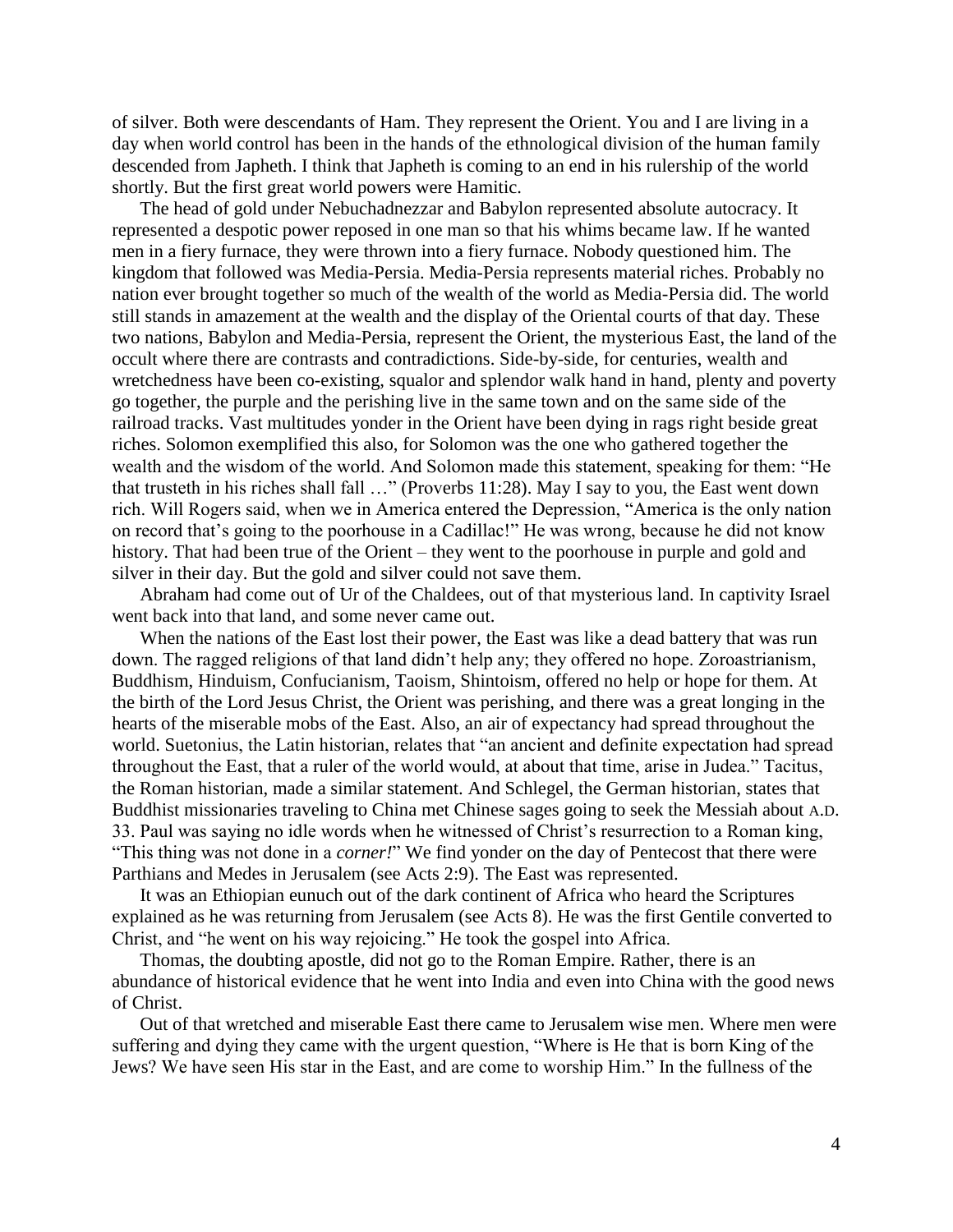of silver. Both were descendants of Ham. They represent the Orient. You and I are living in a day when world control has been in the hands of the ethnological division of the human family descended from Japheth. I think that Japheth is coming to an end in his rulership of the world shortly. But the first great world powers were Hamitic.

The head of gold under Nebuchadnezzar and Babylon represented absolute autocracy. It represented a despotic power reposed in one man so that his whims became law. If he wanted men in a fiery furnace, they were thrown into a fiery furnace. Nobody questioned him. The kingdom that followed was Media-Persia. Media-Persia represents material riches. Probably no nation ever brought together so much of the wealth of the world as Media-Persia did. The world still stands in amazement at the wealth and the display of the Oriental courts of that day. These two nations, Babylon and Media-Persia, represent the Orient, the mysterious East, the land of the occult where there are contrasts and contradictions. Side-by-side, for centuries, wealth and wretchedness have been co-existing, squalor and splendor walk hand in hand, plenty and poverty go together, the purple and the perishing live in the same town and on the same side of the railroad tracks. Vast multitudes yonder in the Orient have been dying in rags right beside great riches. Solomon exemplified this also, for Solomon was the one who gathered together the wealth and the wisdom of the world. And Solomon made this statement, speaking for them: "He that trusteth in his riches shall fall …" (Proverbs 11:28). May I say to you, the East went down rich. Will Rogers said, when we in America entered the Depression, "America is the only nation on record that's going to the poorhouse in a Cadillac!" He was wrong, because he did not know history. That had been true of the Orient – they went to the poorhouse in purple and gold and silver in their day. But the gold and silver could not save them.

Abraham had come out of Ur of the Chaldees, out of that mysterious land. In captivity Israel went back into that land, and some never came out.

When the nations of the East lost their power, the East was like a dead battery that was run down. The ragged religions of that land didn't help any; they offered no hope. Zoroastrianism, Buddhism, Hinduism, Confucianism, Taoism, Shintoism, offered no help or hope for them. At the birth of the Lord Jesus Christ, the Orient was perishing, and there was a great longing in the hearts of the miserable mobs of the East. Also, an air of expectancy had spread throughout the world. Suetonius, the Latin historian, relates that "an ancient and definite expectation had spread throughout the East, that a ruler of the world would, at about that time, arise in Judea." Tacitus, the Roman historian, made a similar statement. And Schlegel, the German historian, states that Buddhist missionaries traveling to China met Chinese sages going to seek the Messiah about A.D. 33. Paul was saying no idle words when he witnessed of Christ's resurrection to a Roman king, "This thing was not done in a *corner!*" We find yonder on the day of Pentecost that there were Parthians and Medes in Jerusalem (see Acts 2:9). The East was represented.

It was an Ethiopian eunuch out of the dark continent of Africa who heard the Scriptures explained as he was returning from Jerusalem (see Acts 8). He was the first Gentile converted to Christ, and "he went on his way rejoicing." He took the gospel into Africa.

Thomas, the doubting apostle, did not go to the Roman Empire. Rather, there is an abundance of historical evidence that he went into India and even into China with the good news of Christ.

Out of that wretched and miserable East there came to Jerusalem wise men. Where men were suffering and dying they came with the urgent question, "Where is He that is born King of the Jews? We have seen His star in the East, and are come to worship Him." In the fullness of the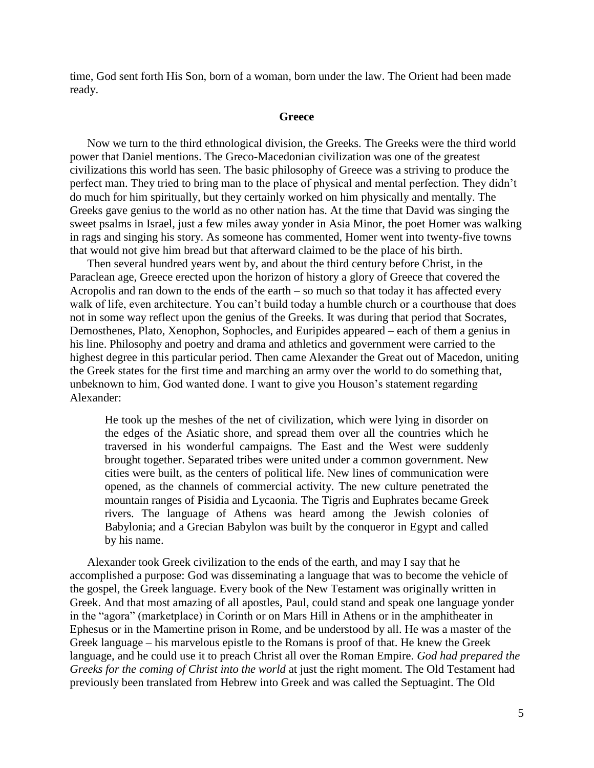time, God sent forth His Son, born of a woman, born under the law. The Orient had been made ready.

## Greece

Now we turn to the third ethnological division, the Greeks. The Greeks were the third world power that Daniel mentions. The Greco-Macedonian civilization was one of the greatest civilizations this world has seen. The basic philosophy of Greece was a striving to produce the perfect man. They tried to bring man to the place of physical and mental perfection. They didn't do much for him spiritually, but they certainly worked on him physically and mentally. The Greeks gave genius to the world as no other nation has. At the time that David was singing the sweet psalms in Israel, just a few miles away yonder in Asia Minor, the poet Homer was walking in rags and singing his story. As someone has commented, Homer went into twenty-five towns that would not give him bread but that afterward claimed to be the place of his birth.

Then several hundred years went by, and about the third century before Christ, in the Paraclean age, Greece erected upon the horizon of history a glory of Greece that covered the Acropolis and ran down to the ends of the earth – so much so that today it has affected every walk of life, even architecture. You can't build today a humble church or a courthouse that does not in some way reflect upon the genius of the Greeks. It was during that period that Socrates, Demosthenes, Plato, Xenophon, Sophocles, and Euripides appeared – each of them a genius in his line. Philosophy and poetry and drama and athletics and government were carried to the highest degree in this particular period. Then came Alexander the Great out of Macedon, uniting the Greek states for the first time and marching an army over the world to do something that, unbeknown to him, God wanted done. I want to give you Houson's statement regarding Alexander:

> He took up the meshes of the net of civilization, which were lying in disorder on the edges of the Asiatic shore, and spread them over all the countries which he traversed in his wonderful campaigns. The East and the West were suddenly brought together. Separated tribes were united under a common government. New cities were built, as the centers of political life. New lines of communication were opened, as the channels of commercial activity. The new culture penetrated the mountain ranges of Pisidia and Lycaonia. The Tigris and Euphrates became Greek rivers. The language of Athens was heard among the Jewish colonies of Babylonia; and a Grecian Babylon was built by the conqueror in Egypt and called by his name.

Alexander took Greek civilization to the ends of the earth, and may I say that he accomplished a purpose: God was disseminating a language that was to become the vehicle of the gospel, the Greek language. Every book of the New Testament was originally written in Greek. And that most amazing of all apostles, Paul, could stand and speak one language yonder in the "agora" (marketplace) in Corinth or on Mars Hill in Athens or in the amphitheater in Ephesus or in the Mamertine prison in Rome, and be understood by all. He was a master of the Greek language – his marvelous epistle to the Romans is proof of that. He knew the Greek language, and he could use it to preach Christ all over the Roman Empire. *God had prepared the Greeks for the coming of Christ into the world* at just the right moment. The Old Testament had previously been translated from Hebrew into Greek and was called the Septuagint. The Old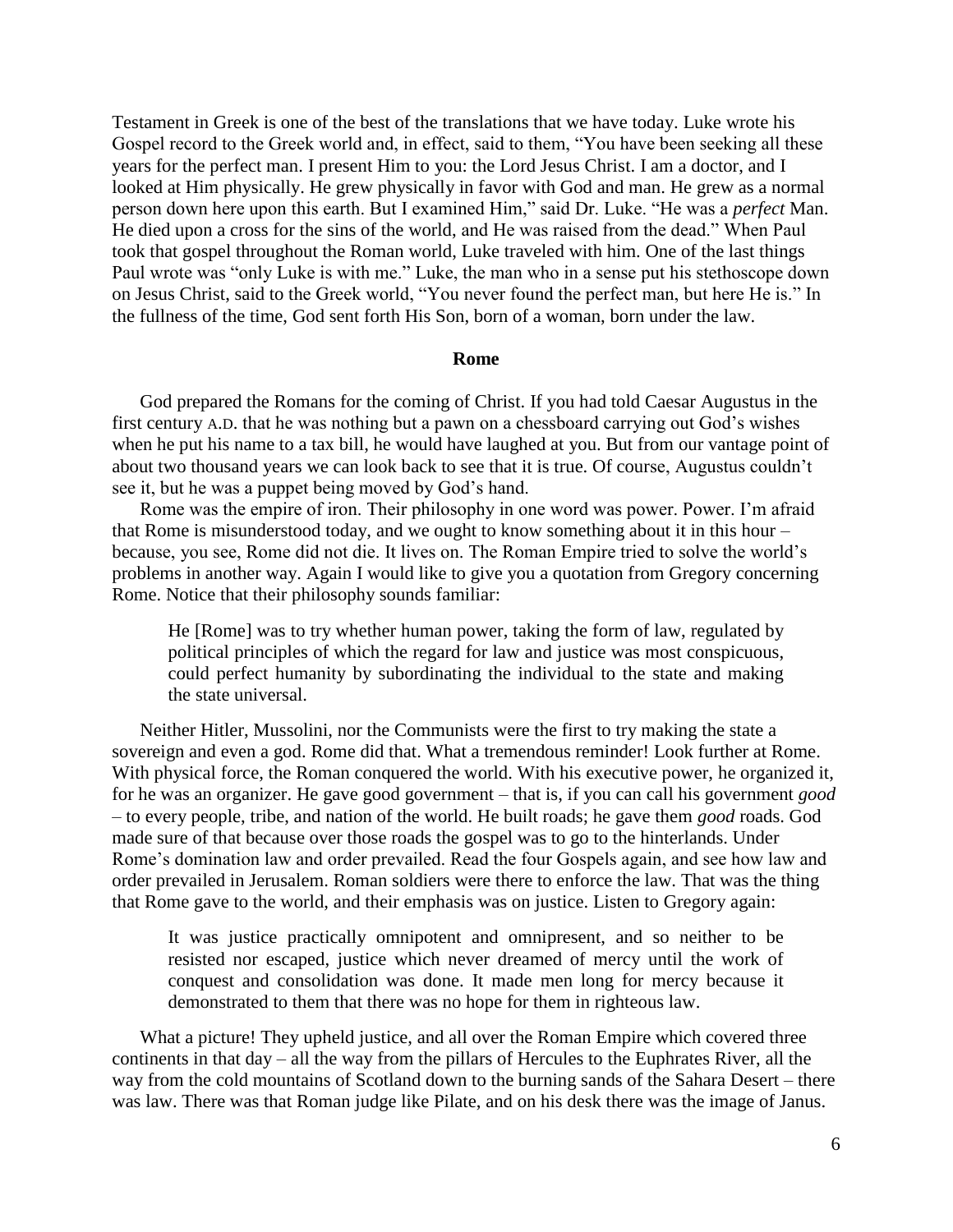Testament in Greek is one of the best of the translations that we have today. Luke wrote his Gospel record to the Greek world and, in effect, said to them, "You have been seeking all these years for the perfect man. I present Him to you: the Lord Jesus Christ. I am a doctor, and I looked at Him physically. He grew physically in favor with God and man. He grew as a normal person down here upon this earth. But I examined Him," said Dr. Luke. "He was a *perfect* Man. He died upon a cross for the sins of the world, and He was raised from the dead." When Paul took that gospel throughout the Roman world, Luke traveled with him. One of the last things Paul wrote was "only Luke is with me." Luke, the man who in a sense put his stethoscope down on Jesus Christ, said to the Greek world, "You never found the perfect man, but here He is." In the fullness of the time, God sent forth His Son, born of a woman, born under the law.

### Rome

God prepared the Romans for the coming of Christ. If you had told Caesar Augustus in the first century A.D. that he was nothing but a pawn on a chessboard carrying out God's wishes when he put his name to a tax bill, he would have laughed at you. But from our vantage point of about two thousand years we can look back to see that it is true. Of course, Augustus couldn't see it, but he was a puppet being moved by God's hand.

Rome was the empire of iron. Their philosophy in one word was power. Power. I'm afraid that Rome is misunderstood today, and we ought to know something about it in this hour – because, you see, Rome did not die. It lives on. The Roman Empire tried to solve the world's problems in another way. Again I would like to give you a quotation from Gregory concerning Rome. Notice that their philosophy sounds familiar:

> He [Rome] was to try whether human power, taking the form of law, regulated by political principles of which the regard for law and justice was most conspicuous, could perfect humanity by subordinating the individual to the state and making the state universal.

Neither Hitler, Mussolini, nor the Communists were the first to try making the state a sovereign and even a god. Rome did that. What a tremendous reminder! Look further at Rome. With physical force, the Roman conquered the world. With his executive power, he organized it, for he was an organizer. He gave good government – that is, if you can call his government *good* – to every people, tribe, and nation of the world. He built roads; he gave them *good* roads. God made sure of that because over those roads the gospel was to go to the hinterlands. Under Rome's domination law and order prevailed. Read the four Gospels again, and see how law and order prevailed in Jerusalem. Roman soldiers were there to enforce the law. That was the thing that Rome gave to the world, and their emphasis was on justice. Listen to Gregory again:

> It was justice practically omnipotent and omnipresent, and so neither to be resisted nor escaped, justice which never dreamed of mercy until the work of conquest and consolidation was done. It made men long for mercy because it demonstrated to them that there was no hope for them in righteous law.

What a picture! They upheld justice, and all over the Roman Empire which covered three continents in that day – all the way from the pillars of Hercules to the Euphrates River, all the way from the cold mountains of Scotland down to the burning sands of the Sahara Desert – there was law. There was that Roman judge like Pilate, and on his desk there was the image of Janus.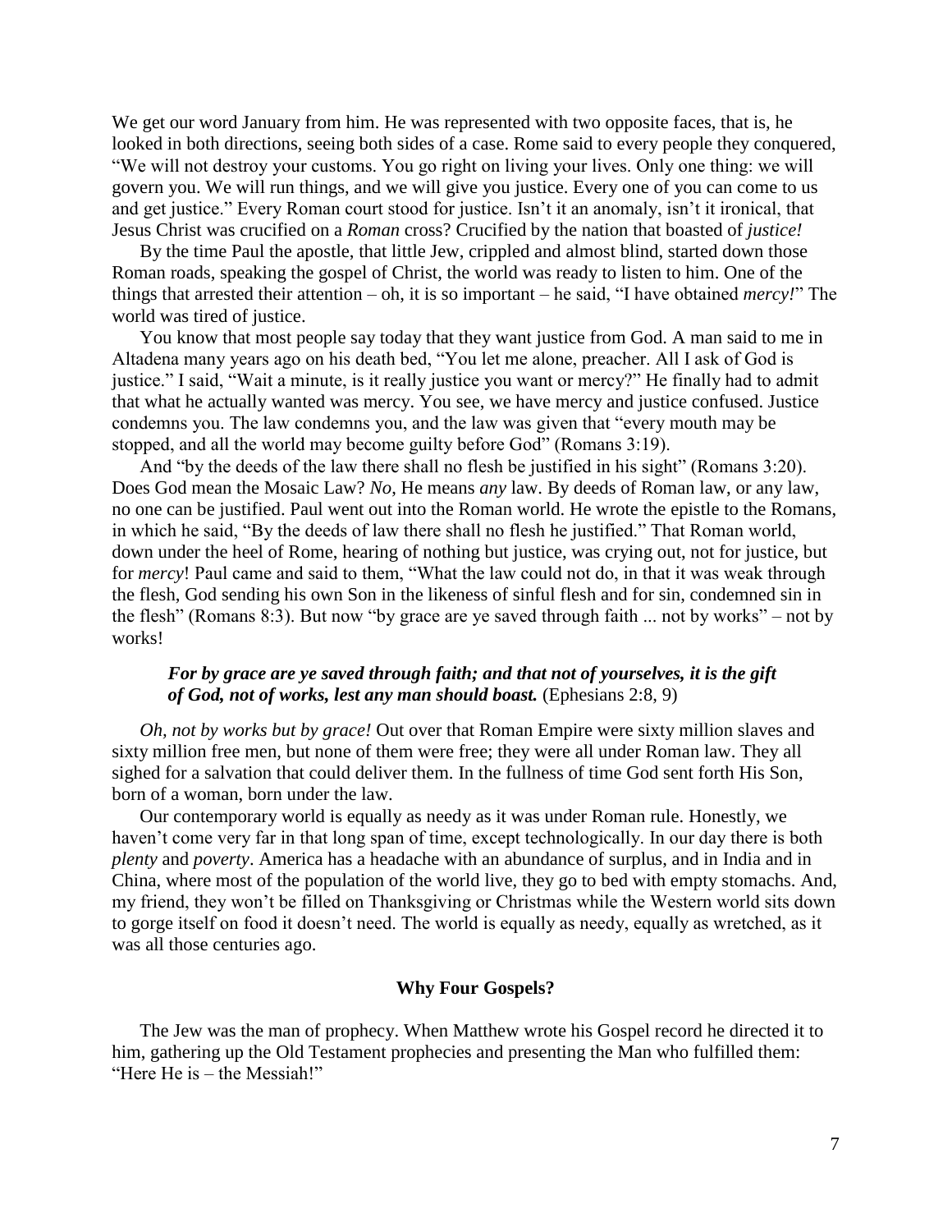We get our word January from him. He was represented with two opposite faces, that is, he looked in both directions, seeing both sides of a case. Rome said to every people they conquered, "We will not destroy your customs. You go right on living your lives. Only one thing: we will govern you. We will run things, and we will give you justice. Every one of you can come to us and get justice." Every Roman court stood for justice. Isn't it an anomaly, isn't it ironical, that Jesus Christ was crucified on a *Roman* cross? Crucified by the nation that boasted of *justice!*

By the time Paul the apostle, that little Jew, crippled and almost blind, started down those Roman roads, speaking the gospel of Christ, the world was ready to listen to him. One of the things that arrested their attention – oh, it is so important – he said, "I have obtained *mercy!*" The world was tired of justice.

You know that most people say today that they want justice from God. A man said to me in Altadena many years ago on his death bed, "You let me alone, preacher. All I ask of God is justice." I said, "Wait a minute, is it really justice you want or mercy?" He finally had to admit that what he actually wanted was mercy. You see, we have mercy and justice confused. Justice condemns you. The law condemns you, and the law was given that "every mouth may be stopped, and all the world may become guilty before God" (Romans 3:19).

And "by the deeds of the law there shall no flesh be justified in his sight" (Romans 3:20). Does God mean the Mosaic Law? *No*, He means *any* law. By deeds of Roman law, or any law, no one can be justified. Paul went out into the Roman world. He wrote the epistle to the Romans, in which he said, "By the deeds of law there shall no flesh he justified." That Roman world, down under the heel of Rome, hearing of nothing but justice, was crying out, not for justice, but for *mercy*! Paul came and said to them, "What the law could not do, in that it was weak through the flesh, God sending his own Son in the likeness of sinful flesh and for sin, condemned sin in the flesh" (Romans 8:3). But now "by grace are ye saved through faith ... not by works" – not by works!

> ***For by grace are ye saved through faith; and that not of yourselves, it is the gift of God, not of works, lest any man should boast.*** (Ephesians 2:8, 9)

*Oh, not by works but by grace!* Out over that Roman Empire were sixty million slaves and sixty million free men, but none of them were free; they were all under Roman law. They all sighed for a salvation that could deliver them. In the fullness of time God sent forth His Son, born of a woman, born under the law.

Our contemporary world is equally as needy as it was under Roman rule. Honestly, we haven't come very far in that long span of time, except technologically. In our day there is both *plenty* and *poverty*. America has a headache with an abundance of surplus, and in India and in China, where most of the population of the world live, they go to bed with empty stomachs. And, my friend, they won't be filled on Thanksgiving or Christmas while the Western world sits down to gorge itself on food it doesn't need. The world is equally as needy, equally as wretched, as it was all those centuries ago.

## Why Four Gospels?

The Jew was the man of prophecy. When Matthew wrote his Gospel record he directed it to him, gathering up the Old Testament prophecies and presenting the Man who fulfilled them: "Here He is – the Messiah!"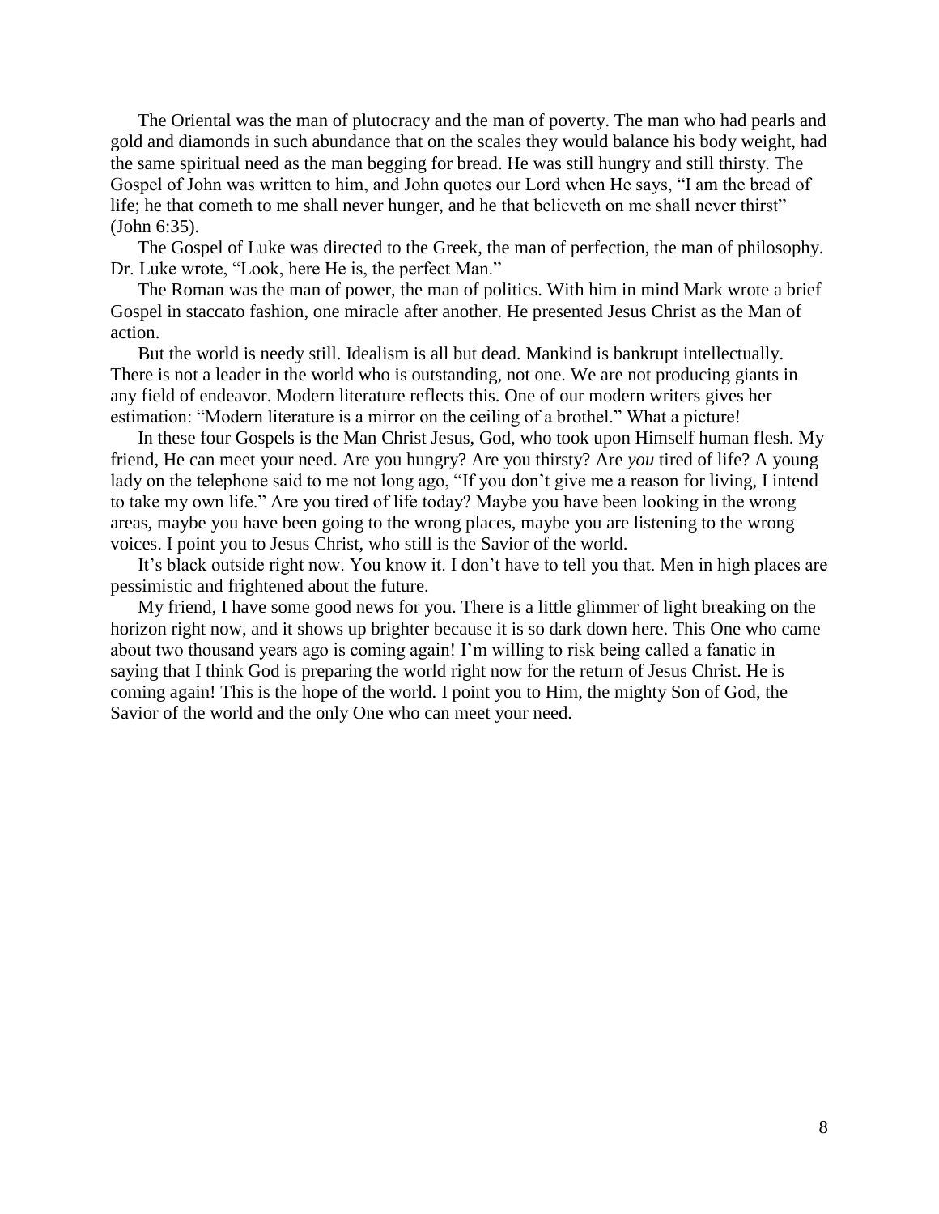The Oriental was the man of plutocracy and the man of poverty. The man who had pearls and gold and diamonds in such abundance that on the scales they would balance his body weight, had the same spiritual need as the man begging for bread. He was still hungry and still thirsty. The Gospel of John was written to him, and John quotes our Lord when He says, "I am the bread of life; he that cometh to me shall never hunger, and he that believeth on me shall never thirst" (John 6:35).

The Gospel of Luke was directed to the Greek, the man of perfection, the man of philosophy. Dr. Luke wrote, "Look, here He is, the perfect Man."

The Roman was the man of power, the man of politics. With him in mind Mark wrote a brief Gospel in staccato fashion, one miracle after another. He presented Jesus Christ as the Man of action.

But the world is needy still. Idealism is all but dead. Mankind is bankrupt intellectually. There is not a leader in the world who is outstanding, not one. We are not producing giants in any field of endeavor. Modern literature reflects this. One of our modern writers gives her estimation: "Modern literature is a mirror on the ceiling of a brothel." What a picture!

In these four Gospels is the Man Christ Jesus, God, who took upon Himself human flesh. My friend, He can meet your need. Are you hungry? Are you thirsty? Are *you* tired of life? A young lady on the telephone said to me not long ago, "If you don't give me a reason for living, I intend to take my own life." Are you tired of life today? Maybe you have been looking in the wrong areas, maybe you have been going to the wrong places, maybe you are listening to the wrong voices. I point you to Jesus Christ, who still is the Savior of the world.

It's black outside right now. You know it. I don't have to tell you that. Men in high places are pessimistic and frightened about the future.

My friend, I have some good news for you. There is a little glimmer of light breaking on the horizon right now, and it shows up brighter because it is so dark down here. This One who came about two thousand years ago is coming again! I'm willing to risk being called a fanatic in saying that I think God is preparing the world right now for the return of Jesus Christ. He is coming again! This is the hope of the world. I point you to Him, the mighty Son of God, the Savior of the world and the only One who can meet your need.